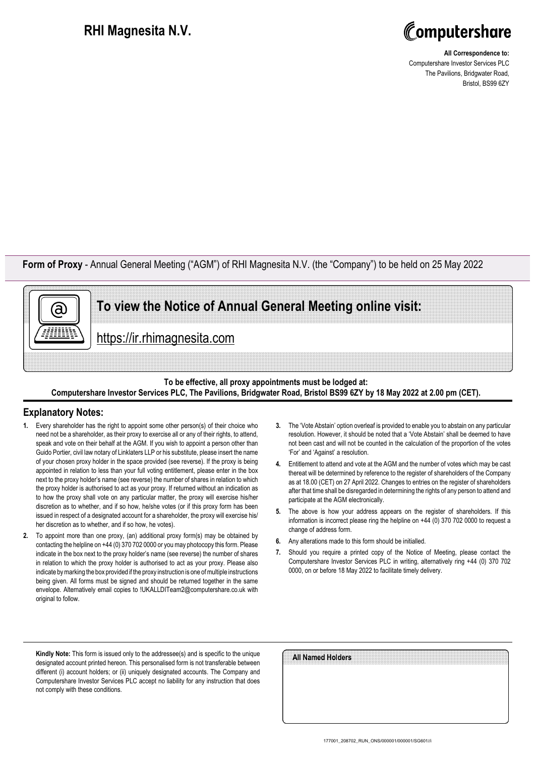# RHI Magnesita N.V.

Computershare

**All Correspondence to:**
Computershare Investor Services PLC
The Pavilions, Bridgwater Road,
Bristol, BS99 6ZY

**Form of Proxy** - Annual General Meeting ("AGM") of RHI Magnesita N.V. (the "Company") to be held on 25 May 2022

## To view the Notice of Annual General Meeting online visit:

https://ir.rhimagnesita.com

**To be effective, all proxy appointments must be lodged at:**
**Computershare Investor Services PLC, The Pavilions, Bridgwater Road, Bristol BS99 6ZY by 18 May 2022 at 2.00 pm (CET).**

## Explanatory Notes:

1. Every shareholder has the right to appoint some other person(s) of their choice who need not be a shareholder, as their proxy to exercise all or any of their rights, to attend, speak and vote on their behalf at the AGM. If you wish to appoint a person other than Guido Portier, civil law notary of Linklaters LLP or his substitute, please insert the name of your chosen proxy holder in the space provided (see reverse). If the proxy is being appointed in relation to less than your full voting entitlement, please enter in the box next to the proxy holder's name (see reverse) the number of shares in relation to which the proxy holder is authorised to act as your proxy. If returned without an indication as to how the proxy shall vote on any particular matter, the proxy will exercise his/her discretion as to whether, and if so how, he/she votes (or if this proxy form has been issued in respect of a designated account for a shareholder, the proxy will exercise his/her discretion as to whether, and if so how, he votes).
2. To appoint more than one proxy, (an) additional proxy form(s) may be obtained by contacting the helpline on +44 (0) 370 702 0000 or you may photocopy this form. Please indicate in the box next to the proxy holder's name (see reverse) the number of shares in relation to which the proxy holder is authorised to act as your proxy. Please also indicate by marking the box provided if the proxy instruction is one of multiple instructions being given. All forms must be signed and should be returned together in the same envelope. Alternatively email copies to !UKALLDITeam2@computershare.co.uk with original to follow.
3. The 'Vote Abstain' option overleaf is provided to enable you to abstain on any particular resolution. However, it should be noted that a 'Vote Abstain' shall be deemed to have not been cast and will not be counted in the calculation of the proportion of the votes 'For' and 'Against' a resolution.
4. Entitlement to attend and vote at the AGM and the number of votes which may be cast thereat will be determined by reference to the register of shareholders of the Company as at 18.00 (CET) on 27 April 2022. Changes to entries on the register of shareholders after that time shall be disregarded in determining the rights of any person to attend and participate at the AGM electronically.
5. The above is how your address appears on the register of shareholders. If this information is incorrect please ring the helpline on +44 (0) 370 702 0000 to request a change of address form.
6. Any alterations made to this form should be initialled.
7. Should you require a printed copy of the Notice of Meeting, please contact the Computershare Investor Services PLC in writing, alternatively ring +44 (0) 370 702 0000, on or before 18 May 2022 to facilitate timely delivery.

**Kindly Note:** This form is issued only to the addressee(s) and is specific to the unique designated account printed hereon. This personalised form is not transferable between different (i) account holders; or (ii) uniquely designated accounts. The Company and Computershare Investor Services PLC accept no liability for any instruction that does not comply with these conditions.

**All Named Holders**

177001_208702_RUN_ONS/000001/000001/SG601//i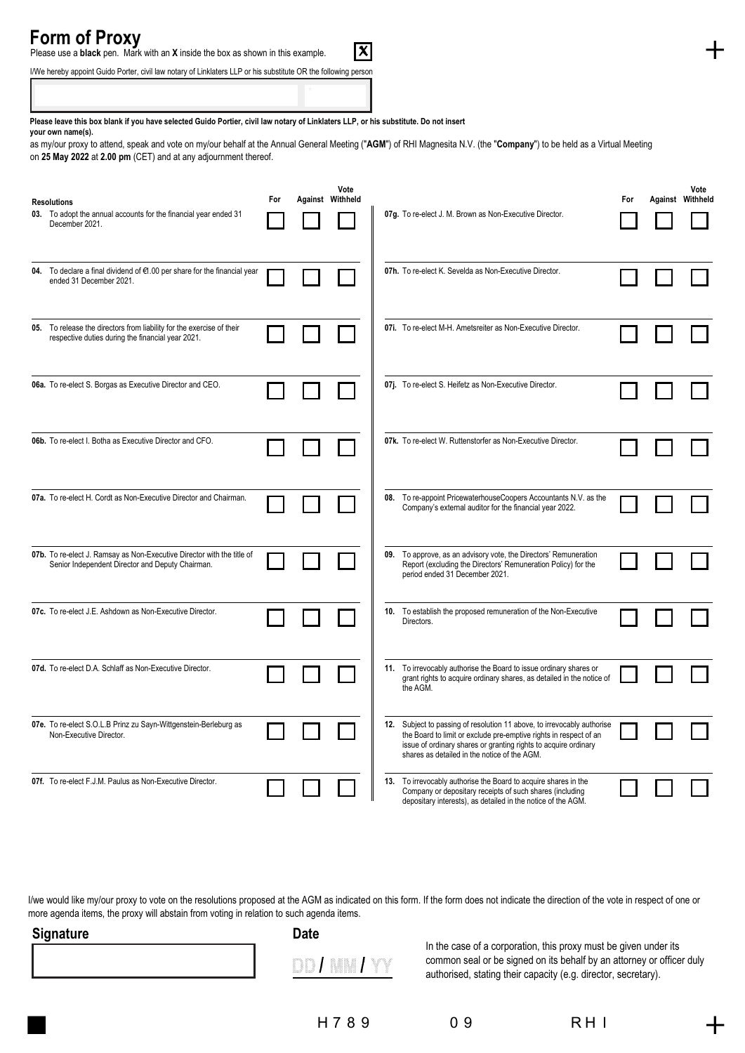# Form of Proxy

Please use a **black** pen. Mark with an **X** inside the box as shown in this example. [X]

I/We hereby appoint Guido Porter, civil law notary of Linklaters LLP or his substitute OR the following person

**Please leave this box blank if you have selected Guido Portier, civil law notary of Linklaters LLP, or his substitute. Do not insert your own name(s).**

as my/our proxy to attend, speak and vote on my/our behalf at the Annual General Meeting ("**AGM**") of RHI Magnesita N.V. (the "**Company**") to be held as a Virtual Meeting on **25 May 2022** at **2.00 pm** (CET) and at any adjournment thereof.

| Resolutions | For | Against | Vote Withheld |
|---|---|---|---|
| **03.** To adopt the annual accounts for the financial year ended 31 December 2021. | ☐ | ☐ | ☐ |
| **04.** To declare a final dividend of €1.00 per share for the financial year ended 31 December 2021. | ☐ | ☐ | ☐ |
| **05.** To release the directors from liability for the exercise of their respective duties during the financial year 2021. | ☐ | ☐ | ☐ |
| **06a.** To re-elect S. Borgas as Executive Director and CEO. | ☐ | ☐ | ☐ |
| **06b.** To re-elect I. Botha as Executive Director and CFO. | ☐ | ☐ | ☐ |
| **07a.** To re-elect H. Cordt as Non-Executive Director and Chairman. | ☐ | ☐ | ☐ |
| **07b.** To re-elect J. Ramsay as Non-Executive Director with the title of Senior Independent Director and Deputy Chairman. | ☐ | ☐ | ☐ |
| **07c.** To re-elect J.E. Ashdown as Non-Executive Director. | ☐ | ☐ | ☐ |
| **07d.** To re-elect D.A. Schlaff as Non-Executive Director. | ☐ | ☐ | ☐ |
| **07e.** To re-elect S.O.L.B Prinz zu Sayn-Wittgenstein-Berleburg as Non-Executive Director. | ☐ | ☐ | ☐ |
| **07f.** To re-elect F.J.M. Paulus as Non-Executive Director. | ☐ | ☐ | ☐ |
| **07g.** To re-elect J. M. Brown as Non-Executive Director. | ☐ | ☐ | ☐ |
| **07h.** To re-elect K. Sevelda as Non-Executive Director. | ☐ | ☐ | ☐ |
| **07i.** To re-elect M-H. Ametsreiter as Non-Executive Director. | ☐ | ☐ | ☐ |
| **07j.** To re-elect S. Heifetz as Non-Executive Director. | ☐ | ☐ | ☐ |
| **07k.** To re-elect W. Ruttenstorfer as Non-Executive Director. | ☐ | ☐ | ☐ |
| **08.** To re-appoint PricewaterhouseCoopers Accountants N.V. as the Company's external auditor for the financial year 2022. | ☐ | ☐ | ☐ |
| **09.** To approve, as an advisory vote, the Directors' Remuneration Report (excluding the Directors' Remuneration Policy) for the period ended 31 December 2021. | ☐ | ☐ | ☐ |
| **10.** To establish the proposed remuneration of the Non-Executive Directors. | ☐ | ☐ | ☐ |
| **11.** To irrevocably authorise the Board to issue ordinary shares or grant rights to acquire ordinary shares, as detailed in the notice of the AGM. | ☐ | ☐ | ☐ |
| **12.** Subject to passing of resolution 11 above, to irrevocably authorise the Board to limit or exclude pre-emptive rights in respect of an issue of ordinary shares or granting rights to acquire ordinary shares as detailed in the notice of the AGM. | ☐ | ☐ | ☐ |
| **13.** To irrevocably authorise the Board to acquire shares in the Company or depositary receipts of such shares (including depositary interests), as detailed in the notice of the AGM. | ☐ | ☐ | ☐ |

I/we would like my/our proxy to vote on the resolutions proposed at the AGM as indicated on this form. If the form does not indicate the direction of the vote in respect of one or more agenda items, the proxy will abstain from voting in relation to such agenda items.

**Signature**

**Date**

DD / MM / YY

In the case of a corporation, this proxy must be given under its common seal or be signed on its behalf by an attorney or officer duly authorised, stating their capacity (e.g. director, secretary).

H789 09 RHI